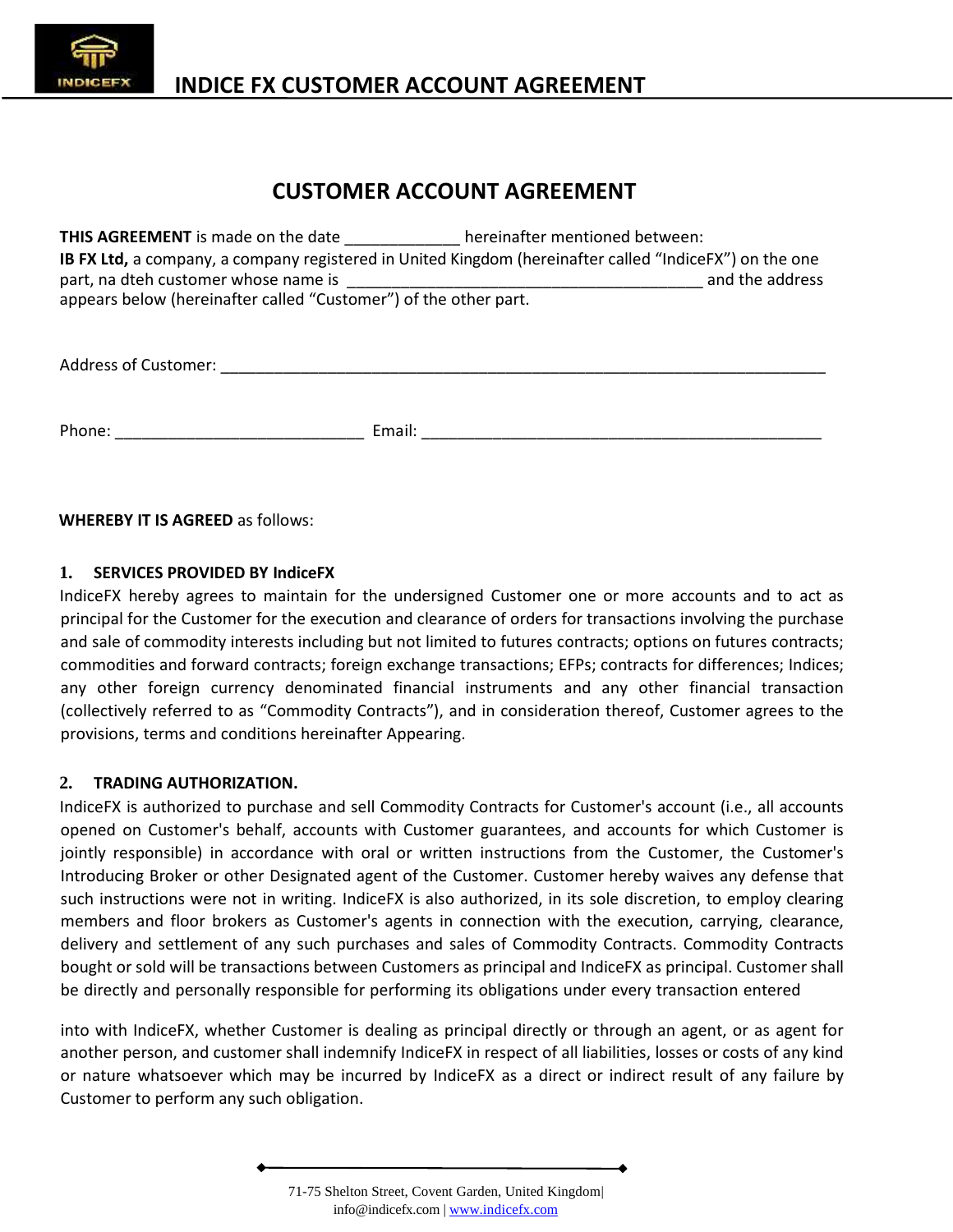# CUSTOMER ACCOUNT AGREEMENT

**THIS AGREEMENT** is made on the date _____________ hereinafter mentioned between:
**IB FX Ltd,** a company, a company registered in United Kingdom (hereinafter called "IndiceFX") on the one part, na dteh customer whose name is ________________________________________ and the address appears below (hereinafter called "Customer") of the other part.

Address of Customer: ______________________________________________________________________

Phone: ____________________________ Email: ______________________________________________

**WHEREBY IT IS AGREED** as follows:

## 1. SERVICES PROVIDED BY IndiceFX

IndiceFX hereby agrees to maintain for the undersigned Customer one or more accounts and to act as principal for the Customer for the execution and clearance of orders for transactions involving the purchase and sale of commodity interests including but not limited to futures contracts; options on futures contracts; commodities and forward contracts; foreign exchange transactions; EFPs; contracts for differences; Indices; any other foreign currency denominated financial instruments and any other financial transaction (collectively referred to as "Commodity Contracts"), and in consideration thereof, Customer agrees to the provisions, terms and conditions hereinafter Appearing.

## 2. TRADING AUTHORIZATION.

IndiceFX is authorized to purchase and sell Commodity Contracts for Customer's account (i.e., all accounts opened on Customer's behalf, accounts with Customer guarantees, and accounts for which Customer is jointly responsible) in accordance with oral or written instructions from the Customer, the Customer's Introducing Broker or other Designated agent of the Customer. Customer hereby waives any defense that such instructions were not in writing. IndiceFX is also authorized, in its sole discretion, to employ clearing members and floor brokers as Customer's agents in connection with the execution, carrying, clearance, delivery and settlement of any such purchases and sales of Commodity Contracts. Commodity Contracts bought or sold will be transactions between Customers as principal and IndiceFX as principal. Customer shall be directly and personally responsible for performing its obligations under every transaction entered

into with IndiceFX, whether Customer is dealing as principal directly or through an agent, or as agent for another person, and customer shall indemnify IndiceFX in respect of all liabilities, losses or costs of any kind or nature whatsoever which may be incurred by IndiceFX as a direct or indirect result of any failure by Customer to perform any such obligation.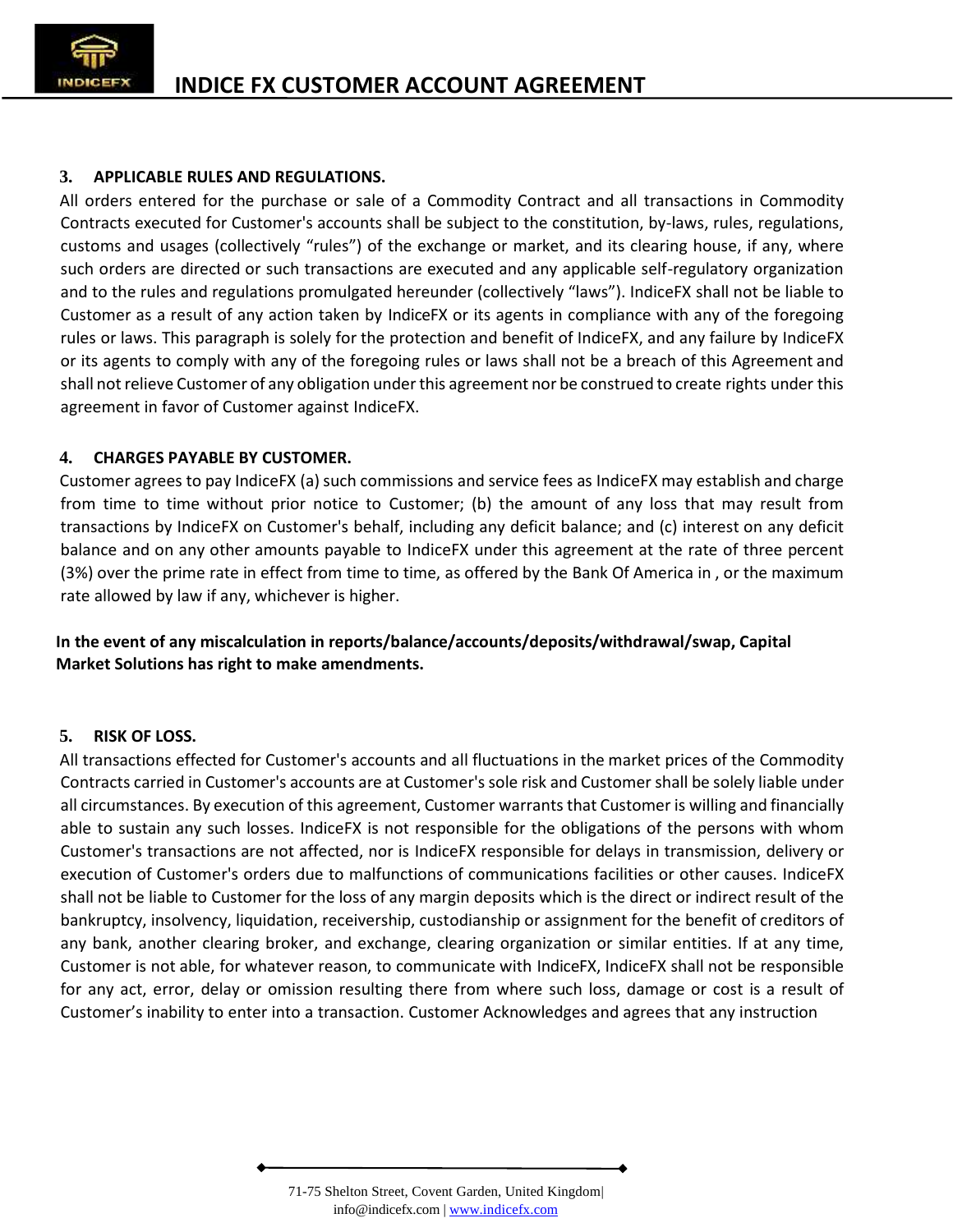## 3. APPLICABLE RULES AND REGULATIONS.

All orders entered for the purchase or sale of a Commodity Contract and all transactions in Commodity Contracts executed for Customer's accounts shall be subject to the constitution, by-laws, rules, regulations, customs and usages (collectively "rules") of the exchange or market, and its clearing house, if any, where such orders are directed or such transactions are executed and any applicable self-regulatory organization and to the rules and regulations promulgated hereunder (collectively "laws"). IndiceFX shall not be liable to Customer as a result of any action taken by IndiceFX or its agents in compliance with any of the foregoing rules or laws. This paragraph is solely for the protection and benefit of IndiceFX, and any failure by IndiceFX or its agents to comply with any of the foregoing rules or laws shall not be a breach of this Agreement and shall not relieve Customer of any obligation under this agreement nor be construed to create rights under this agreement in favor of Customer against IndiceFX.

## 4. CHARGES PAYABLE BY CUSTOMER.

Customer agrees to pay IndiceFX (a) such commissions and service fees as IndiceFX may establish and charge from time to time without prior notice to Customer; (b) the amount of any loss that may result from transactions by IndiceFX on Customer's behalf, including any deficit balance; and (c) interest on any deficit balance and on any other amounts payable to IndiceFX under this agreement at the rate of three percent (3%) over the prime rate in effect from time to time, as offered by the Bank Of America in , or the maximum rate allowed by law if any, whichever is higher.

**In the event of any miscalculation in reports/balance/accounts/deposits/withdrawal/swap, Capital Market Solutions has right to make amendments.**

## 5. RISK OF LOSS.

All transactions effected for Customer's accounts and all fluctuations in the market prices of the Commodity Contracts carried in Customer's accounts are at Customer's sole risk and Customer shall be solely liable under all circumstances. By execution of this agreement, Customer warrants that Customer is willing and financially able to sustain any such losses. IndiceFX is not responsible for the obligations of the persons with whom Customer's transactions are not affected, nor is IndiceFX responsible for delays in transmission, delivery or execution of Customer's orders due to malfunctions of communications facilities or other causes. IndiceFX shall not be liable to Customer for the loss of any margin deposits which is the direct or indirect result of the bankruptcy, insolvency, liquidation, receivership, custodianship or assignment for the benefit of creditors of any bank, another clearing broker, and exchange, clearing organization or similar entities. If at any time, Customer is not able, for whatever reason, to communicate with IndiceFX, IndiceFX shall not be responsible for any act, error, delay or omission resulting there from where such loss, damage or cost is a result of Customer's inability to enter into a transaction. Customer Acknowledges and agrees that any instruction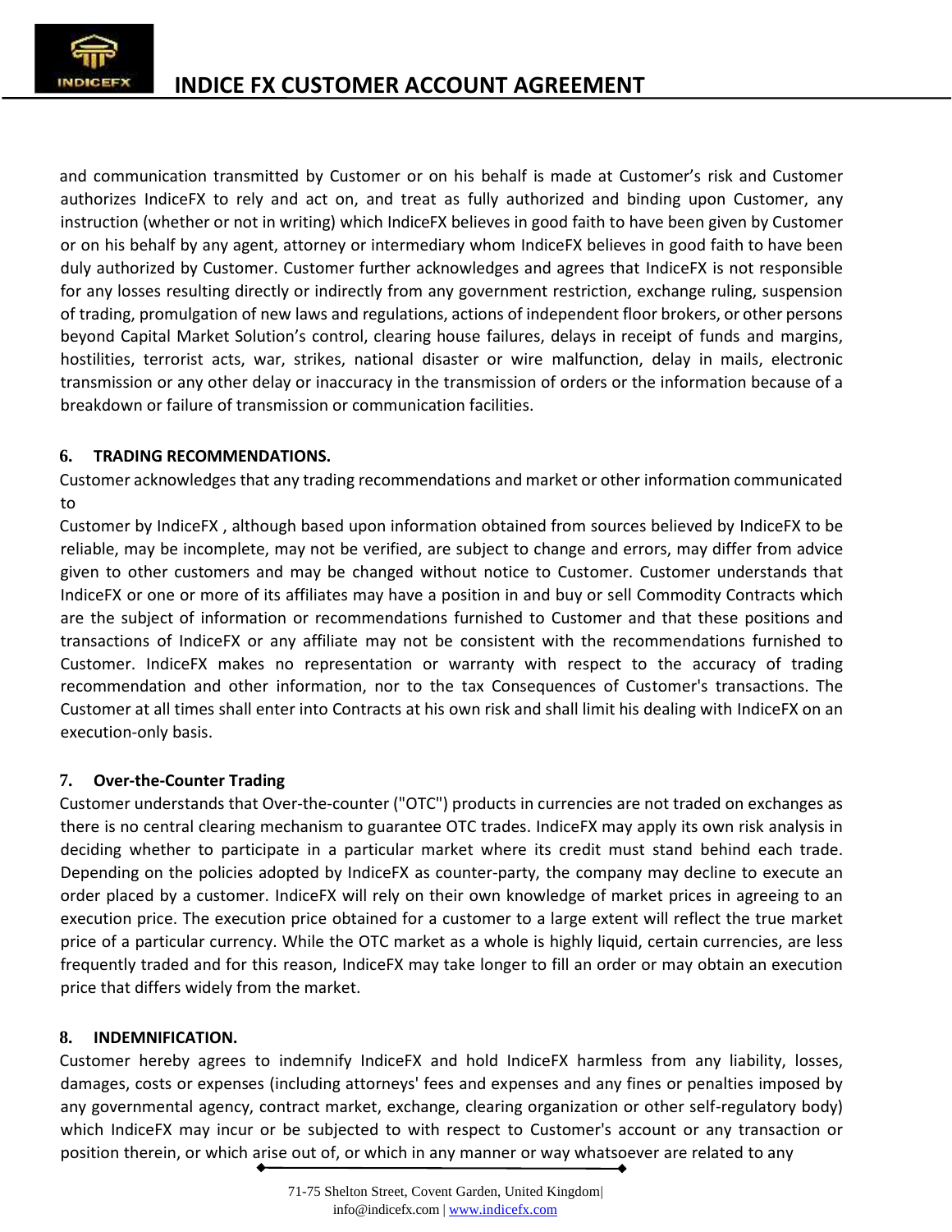and communication transmitted by Customer or on his behalf is made at Customer's risk and Customer authorizes IndiceFX to rely and act on, and treat as fully authorized and binding upon Customer, any instruction (whether or not in writing) which IndiceFX believes in good faith to have been given by Customer or on his behalf by any agent, attorney or intermediary whom IndiceFX believes in good faith to have been duly authorized by Customer. Customer further acknowledges and agrees that IndiceFX is not responsible for any losses resulting directly or indirectly from any government restriction, exchange ruling, suspension of trading, promulgation of new laws and regulations, actions of independent floor brokers, or other persons beyond Capital Market Solution's control, clearing house failures, delays in receipt of funds and margins, hostilities, terrorist acts, war, strikes, national disaster or wire malfunction, delay in mails, electronic transmission or any other delay or inaccuracy in the transmission of orders or the information because of a breakdown or failure of transmission or communication facilities.

## 6. TRADING RECOMMENDATIONS.

Customer acknowledges that any trading recommendations and market or other information communicated to
Customer by IndiceFX , although based upon information obtained from sources believed by IndiceFX to be reliable, may be incomplete, may not be verified, are subject to change and errors, may differ from advice given to other customers and may be changed without notice to Customer. Customer understands that IndiceFX or one or more of its affiliates may have a position in and buy or sell Commodity Contracts which are the subject of information or recommendations furnished to Customer and that these positions and transactions of IndiceFX or any affiliate may not be consistent with the recommendations furnished to Customer. IndiceFX makes no representation or warranty with respect to the accuracy of trading recommendation and other information, nor to the tax Consequences of Customer's transactions. The Customer at all times shall enter into Contracts at his own risk and shall limit his dealing with IndiceFX on an execution-only basis.

## 7. Over-the-Counter Trading

Customer understands that Over-the-counter ("OTC") products in currencies are not traded on exchanges as there is no central clearing mechanism to guarantee OTC trades. IndiceFX may apply its own risk analysis in deciding whether to participate in a particular market where its credit must stand behind each trade. Depending on the policies adopted by IndiceFX as counter-party, the company may decline to execute an order placed by a customer. IndiceFX will rely on their own knowledge of market prices in agreeing to an execution price. The execution price obtained for a customer to a large extent will reflect the true market price of a particular currency. While the OTC market as a whole is highly liquid, certain currencies, are less frequently traded and for this reason, IndiceFX may take longer to fill an order or may obtain an execution price that differs widely from the market.

## 8. INDEMNIFICATION.

Customer hereby agrees to indemnify IndiceFX and hold IndiceFX harmless from any liability, losses, damages, costs or expenses (including attorneys' fees and expenses and any fines or penalties imposed by any governmental agency, contract market, exchange, clearing organization or other self-regulatory body) which IndiceFX may incur or be subjected to with respect to Customer's account or any transaction or position therein, or which arise out of, or which in any manner or way whatsoever are related to any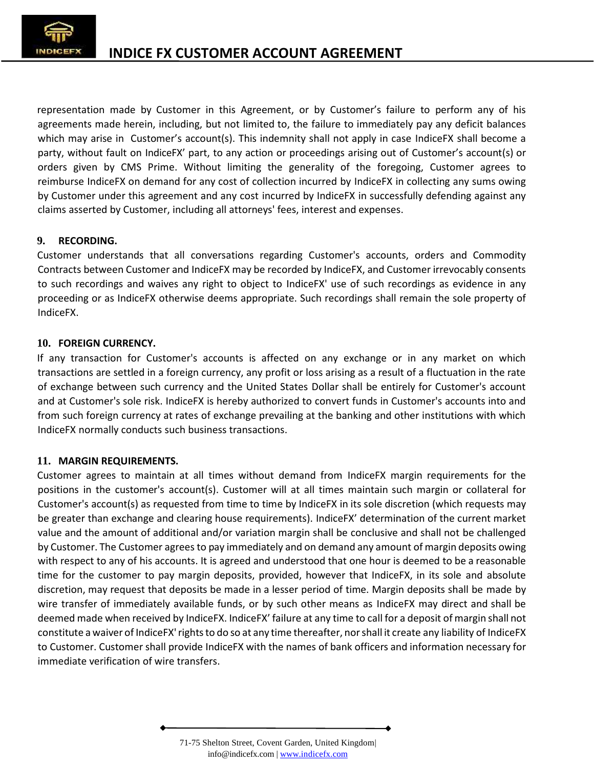representation made by Customer in this Agreement, or by Customer's failure to perform any of his agreements made herein, including, but not limited to, the failure to immediately pay any deficit balances which may arise in Customer's account(s). This indemnity shall not apply in case IndiceFX shall become a party, without fault on IndiceFX' part, to any action or proceedings arising out of Customer's account(s) or orders given by CMS Prime. Without limiting the generality of the foregoing, Customer agrees to reimburse IndiceFX on demand for any cost of collection incurred by IndiceFX in collecting any sums owing by Customer under this agreement and any cost incurred by IndiceFX in successfully defending against any claims asserted by Customer, including all attorneys' fees, interest and expenses.

**9. RECORDING.**

Customer understands that all conversations regarding Customer's accounts, orders and Commodity Contracts between Customer and IndiceFX may be recorded by IndiceFX, and Customer irrevocably consents to such recordings and waives any right to object to IndiceFX' use of such recordings as evidence in any proceeding or as IndiceFX otherwise deems appropriate. Such recordings shall remain the sole property of IndiceFX.

**10. FOREIGN CURRENCY.**

If any transaction for Customer's accounts is affected on any exchange or in any market on which transactions are settled in a foreign currency, any profit or loss arising as a result of a fluctuation in the rate of exchange between such currency and the United States Dollar shall be entirely for Customer's account and at Customer's sole risk. IndiceFX is hereby authorized to convert funds in Customer's accounts into and from such foreign currency at rates of exchange prevailing at the banking and other institutions with which IndiceFX normally conducts such business transactions.

**11. MARGIN REQUIREMENTS.**

Customer agrees to maintain at all times without demand from IndiceFX margin requirements for the positions in the customer's account(s). Customer will at all times maintain such margin or collateral for Customer's account(s) as requested from time to time by IndiceFX in its sole discretion (which requests may be greater than exchange and clearing house requirements). IndiceFX' determination of the current market value and the amount of additional and/or variation margin shall be conclusive and shall not be challenged by Customer. The Customer agrees to pay immediately and on demand any amount of margin deposits owing with respect to any of his accounts. It is agreed and understood that one hour is deemed to be a reasonable time for the customer to pay margin deposits, provided, however that IndiceFX, in its sole and absolute discretion, may request that deposits be made in a lesser period of time. Margin deposits shall be made by wire transfer of immediately available funds, or by such other means as IndiceFX may direct and shall be deemed made when received by IndiceFX. IndiceFX' failure at any time to call for a deposit of margin shall not constitute a waiver of IndiceFX' rights to do so at any time thereafter, nor shall it create any liability of IndiceFX to Customer. Customer shall provide IndiceFX with the names of bank officers and information necessary for immediate verification of wire transfers.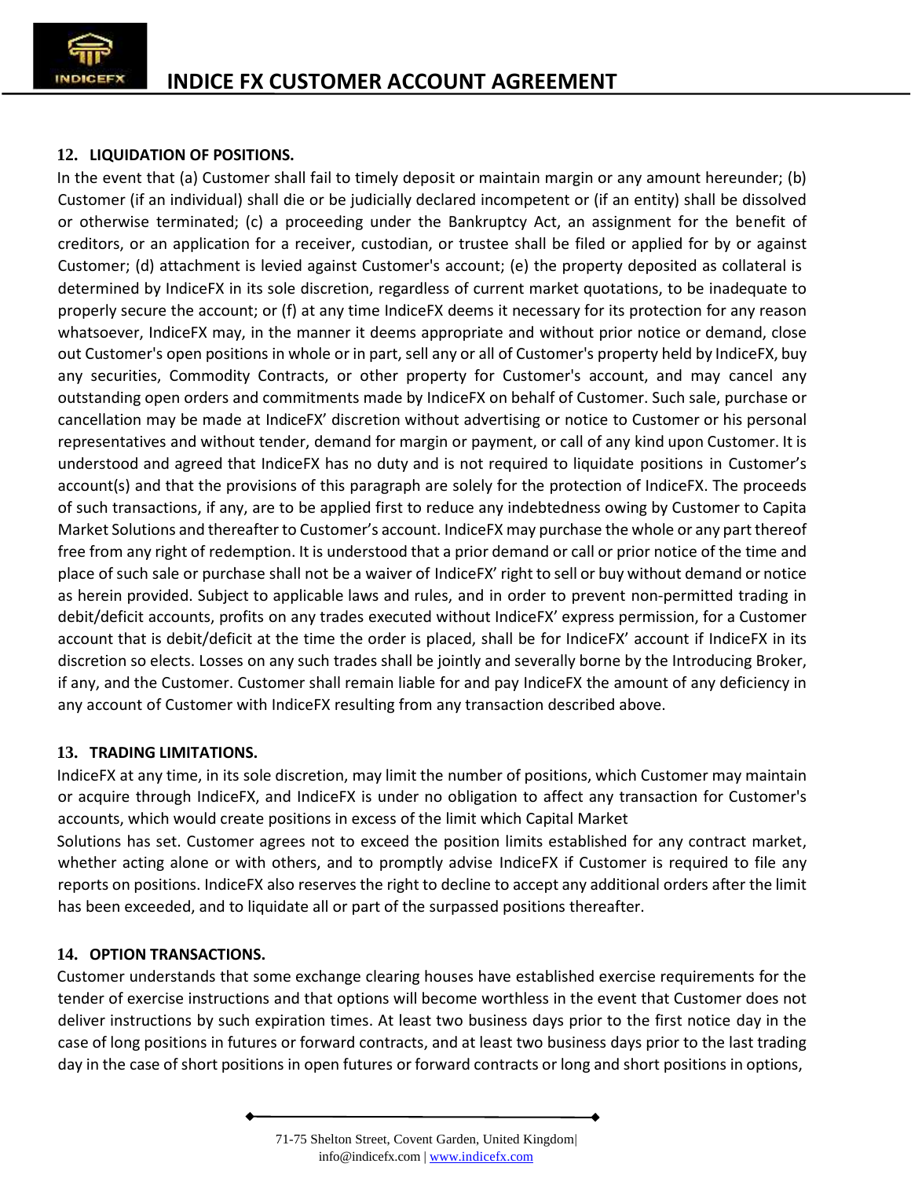## 12. LIQUIDATION OF POSITIONS.

In the event that (a) Customer shall fail to timely deposit or maintain margin or any amount hereunder; (b) Customer (if an individual) shall die or be judicially declared incompetent or (if an entity) shall be dissolved or otherwise terminated; (c) a proceeding under the Bankruptcy Act, an assignment for the benefit of creditors, or an application for a receiver, custodian, or trustee shall be filed or applied for by or against Customer; (d) attachment is levied against Customer's account; (e) the property deposited as collateral is determined by IndiceFX in its sole discretion, regardless of current market quotations, to be inadequate to properly secure the account; or (f) at any time IndiceFX deems it necessary for its protection for any reason whatsoever, IndiceFX may, in the manner it deems appropriate and without prior notice or demand, close out Customer's open positions in whole or in part, sell any or all of Customer's property held by IndiceFX, buy any securities, Commodity Contracts, or other property for Customer's account, and may cancel any outstanding open orders and commitments made by IndiceFX on behalf of Customer. Such sale, purchase or cancellation may be made at IndiceFX' discretion without advertising or notice to Customer or his personal representatives and without tender, demand for margin or payment, or call of any kind upon Customer. It is understood and agreed that IndiceFX has no duty and is not required to liquidate positions in Customer's account(s) and that the provisions of this paragraph are solely for the protection of IndiceFX. The proceeds of such transactions, if any, are to be applied first to reduce any indebtedness owing by Customer to Capita Market Solutions and thereafter to Customer's account. IndiceFX may purchase the whole or any part thereof free from any right of redemption. It is understood that a prior demand or call or prior notice of the time and place of such sale or purchase shall not be a waiver of IndiceFX' right to sell or buy without demand or notice as herein provided. Subject to applicable laws and rules, and in order to prevent non-permitted trading in debit/deficit accounts, profits on any trades executed without IndiceFX' express permission, for a Customer account that is debit/deficit at the time the order is placed, shall be for IndiceFX' account if IndiceFX in its discretion so elects. Losses on any such trades shall be jointly and severally borne by the Introducing Broker, if any, and the Customer. Customer shall remain liable for and pay IndiceFX the amount of any deficiency in any account of Customer with IndiceFX resulting from any transaction described above.

## 13. TRADING LIMITATIONS.

IndiceFX at any time, in its sole discretion, may limit the number of positions, which Customer may maintain or acquire through IndiceFX, and IndiceFX is under no obligation to affect any transaction for Customer's accounts, which would create positions in excess of the limit which Capital Market Solutions has set. Customer agrees not to exceed the position limits established for any contract market, whether acting alone or with others, and to promptly advise IndiceFX if Customer is required to file any reports on positions. IndiceFX also reserves the right to decline to accept any additional orders after the limit has been exceeded, and to liquidate all or part of the surpassed positions thereafter.

## 14. OPTION TRANSACTIONS.

Customer understands that some exchange clearing houses have established exercise requirements for the tender of exercise instructions and that options will become worthless in the event that Customer does not deliver instructions by such expiration times. At least two business days prior to the first notice day in the case of long positions in futures or forward contracts, and at least two business days prior to the last trading day in the case of short positions in open futures or forward contracts or long and short positions in options,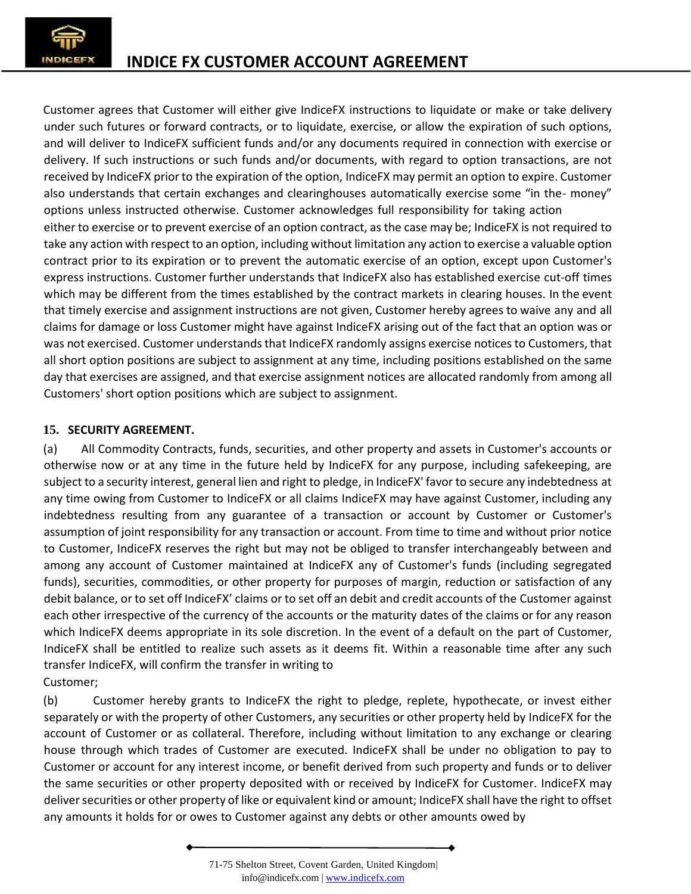Customer agrees that Customer will either give IndiceFX instructions to liquidate or make or take delivery under such futures or forward contracts, or to liquidate, exercise, or allow the expiration of such options, and will deliver to IndiceFX sufficient funds and/or any documents required in connection with exercise or delivery. If such instructions or such funds and/or documents, with regard to option transactions, are not received by IndiceFX prior to the expiration of the option, IndiceFX may permit an option to expire. Customer also understands that certain exchanges and clearinghouses automatically exercise some "in the- money" options unless instructed otherwise. Customer acknowledges full responsibility for taking action either to exercise or to prevent exercise of an option contract, as the case may be; IndiceFX is not required to take any action with respect to an option, including without limitation any action to exercise a valuable option contract prior to its expiration or to prevent the automatic exercise of an option, except upon Customer's express instructions. Customer further understands that IndiceFX also has established exercise cut-off times which may be different from the times established by the contract markets in clearing houses. In the event that timely exercise and assignment instructions are not given, Customer hereby agrees to waive any and all claims for damage or loss Customer might have against IndiceFX arising out of the fact that an option was or was not exercised. Customer understands that IndiceFX randomly assigns exercise notices to Customers, that all short option positions are subject to assignment at any time, including positions established on the same day that exercises are assigned, and that exercise assignment notices are allocated randomly from among all Customers' short option positions which are subject to assignment.

**15. SECURITY AGREEMENT.**

(a) All Commodity Contracts, funds, securities, and other property and assets in Customer's accounts or otherwise now or at any time in the future held by IndiceFX for any purpose, including safekeeping, are subject to a security interest, general lien and right to pledge, in IndiceFX' favor to secure any indebtedness at any time owing from Customer to IndiceFX or all claims IndiceFX may have against Customer, including any indebtedness resulting from any guarantee of a transaction or account by Customer or Customer's assumption of joint responsibility for any transaction or account. From time to time and without prior notice to Customer, IndiceFX reserves the right but may not be obliged to transfer interchangeably between and among any account of Customer maintained at IndiceFX any of Customer's funds (including segregated funds), securities, commodities, or other property for purposes of margin, reduction or satisfaction of any debit balance, or to set off IndiceFX' claims or to set off an debit and credit accounts of the Customer against each other irrespective of the currency of the accounts or the maturity dates of the claims or for any reason which IndiceFX deems appropriate in its sole discretion. In the event of a default on the part of Customer, IndiceFX shall be entitled to realize such assets as it deems fit. Within a reasonable time after any such transfer IndiceFX, will confirm the transfer in writing to Customer;

(b) Customer hereby grants to IndiceFX the right to pledge, replete, hypothecate, or invest either separately or with the property of other Customers, any securities or other property held by IndiceFX for the account of Customer or as collateral. Therefore, including without limitation to any exchange or clearing house through which trades of Customer are executed. IndiceFX shall be under no obligation to pay to Customer or account for any interest income, or benefit derived from such property and funds or to deliver the same securities or other property deposited with or received by IndiceFX for Customer. IndiceFX may deliver securities or other property of like or equivalent kind or amount; IndiceFX shall have the right to offset any amounts it holds for or owes to Customer against any debts or other amounts owed by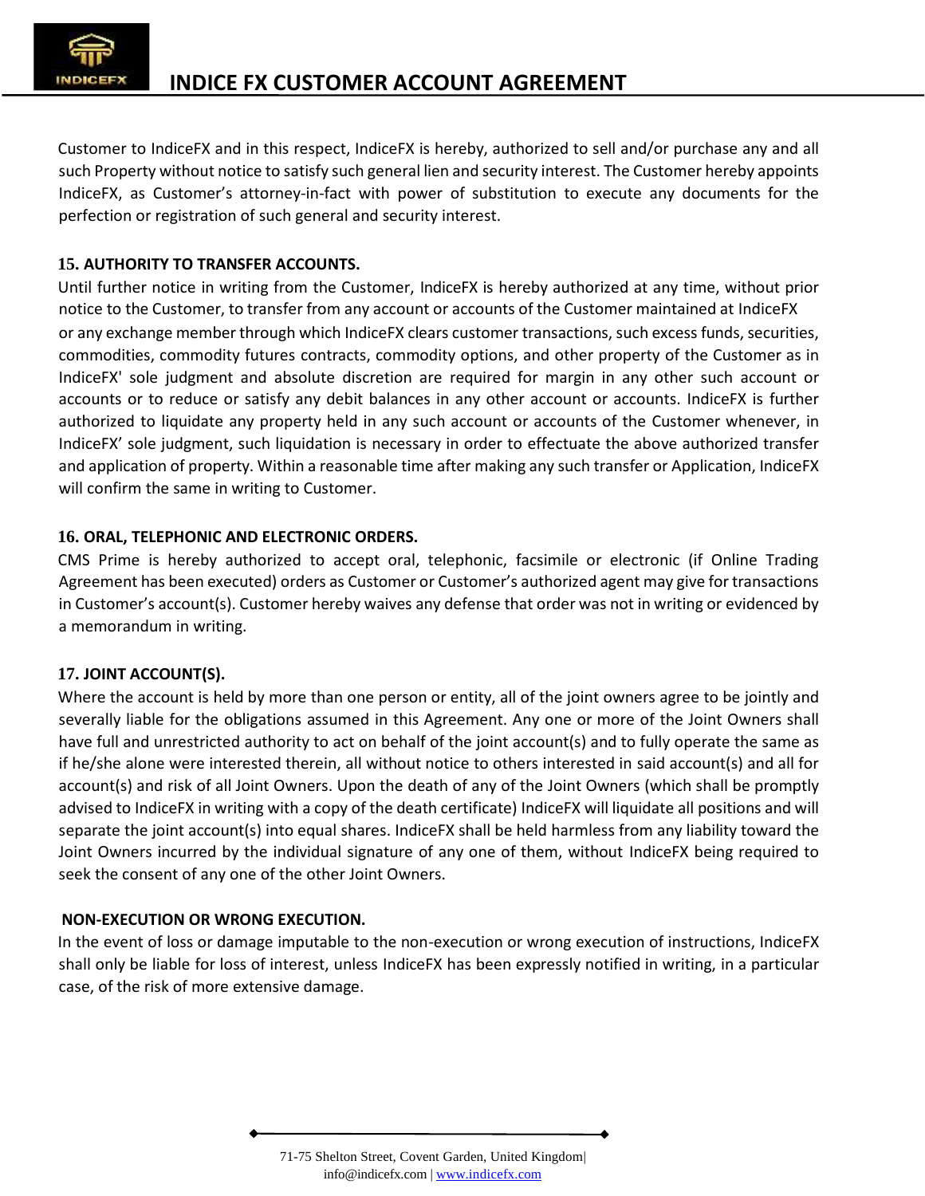Customer to IndiceFX and in this respect, IndiceFX is hereby, authorized to sell and/or purchase any and all such Property without notice to satisfy such general lien and security interest. The Customer hereby appoints IndiceFX, as Customer's attorney-in-fact with power of substitution to execute any documents for the perfection or registration of such general and security interest.

**15. AUTHORITY TO TRANSFER ACCOUNTS.**

Until further notice in writing from the Customer, IndiceFX is hereby authorized at any time, without prior notice to the Customer, to transfer from any account or accounts of the Customer maintained at IndiceFX or any exchange member through which IndiceFX clears customer transactions, such excess funds, securities, commodities, commodity futures contracts, commodity options, and other property of the Customer as in IndiceFX' sole judgment and absolute discretion are required for margin in any other such account or accounts or to reduce or satisfy any debit balances in any other account or accounts. IndiceFX is further authorized to liquidate any property held in any such account or accounts of the Customer whenever, in IndiceFX' sole judgment, such liquidation is necessary in order to effectuate the above authorized transfer and application of property. Within a reasonable time after making any such transfer or Application, IndiceFX will confirm the same in writing to Customer.

**16. ORAL, TELEPHONIC AND ELECTRONIC ORDERS.**

CMS Prime is hereby authorized to accept oral, telephonic, facsimile or electronic (if Online Trading Agreement has been executed) orders as Customer or Customer's authorized agent may give for transactions in Customer's account(s). Customer hereby waives any defense that order was not in writing or evidenced by a memorandum in writing.

**17. JOINT ACCOUNT(S).**

Where the account is held by more than one person or entity, all of the joint owners agree to be jointly and severally liable for the obligations assumed in this Agreement. Any one or more of the Joint Owners shall have full and unrestricted authority to act on behalf of the joint account(s) and to fully operate the same as if he/she alone were interested therein, all without notice to others interested in said account(s) and all for account(s) and risk of all Joint Owners. Upon the death of any of the Joint Owners (which shall be promptly advised to IndiceFX in writing with a copy of the death certificate) IndiceFX will liquidate all positions and will separate the joint account(s) into equal shares. IndiceFX shall be held harmless from any liability toward the Joint Owners incurred by the individual signature of any one of them, without IndiceFX being required to seek the consent of any one of the other Joint Owners.

**NON-EXECUTION OR WRONG EXECUTION.**

In the event of loss or damage imputable to the non-execution or wrong execution of instructions, IndiceFX shall only be liable for loss of interest, unless IndiceFX has been expressly notified in writing, in a particular case, of the risk of more extensive damage.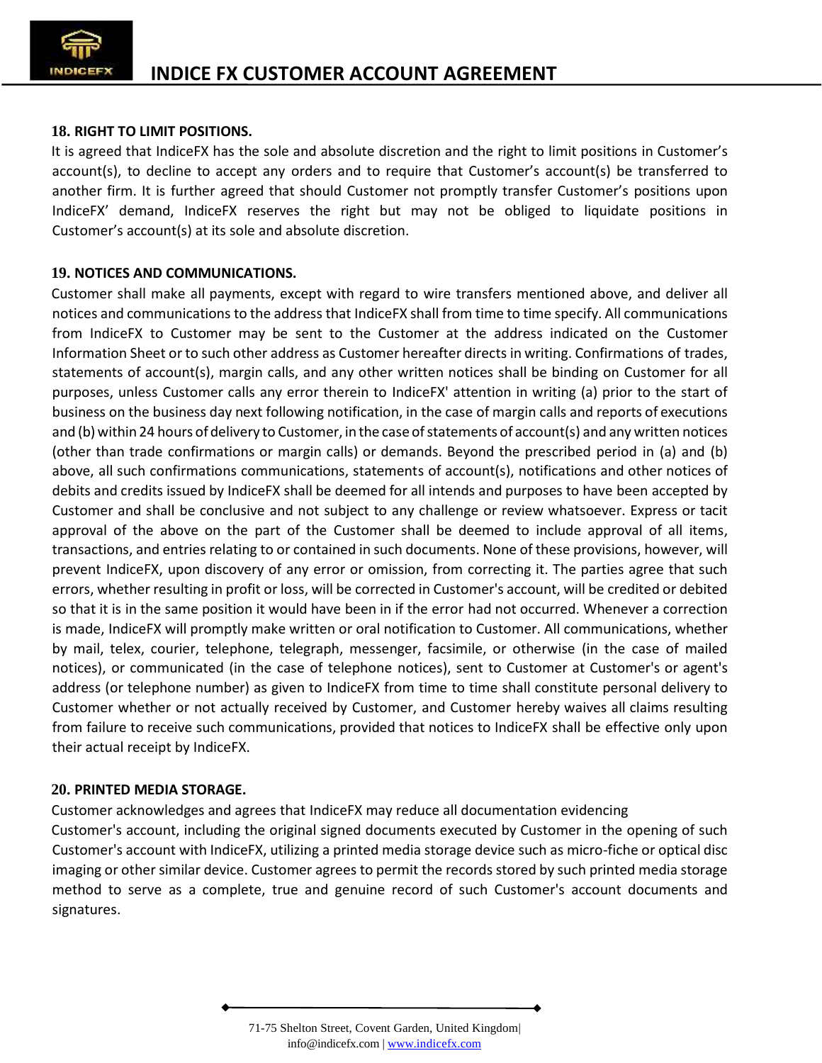**18. RIGHT TO LIMIT POSITIONS.**

It is agreed that IndiceFX has the sole and absolute discretion and the right to limit positions in Customer's account(s), to decline to accept any orders and to require that Customer's account(s) be transferred to another firm. It is further agreed that should Customer not promptly transfer Customer's positions upon IndiceFX' demand, IndiceFX reserves the right but may not be obliged to liquidate positions in Customer's account(s) at its sole and absolute discretion.

**19. NOTICES AND COMMUNICATIONS.**

Customer shall make all payments, except with regard to wire transfers mentioned above, and deliver all notices and communications to the address that IndiceFX shall from time to time specify. All communications from IndiceFX to Customer may be sent to the Customer at the address indicated on the Customer Information Sheet or to such other address as Customer hereafter directs in writing. Confirmations of trades, statements of account(s), margin calls, and any other written notices shall be binding on Customer for all purposes, unless Customer calls any error therein to IndiceFX' attention in writing (a) prior to the start of business on the business day next following notification, in the case of margin calls and reports of executions and (b) within 24 hours of delivery to Customer, in the case of statements of account(s) and any written notices (other than trade confirmations or margin calls) or demands. Beyond the prescribed period in (a) and (b) above, all such confirmations communications, statements of account(s), notifications and other notices of debits and credits issued by IndiceFX shall be deemed for all intends and purposes to have been accepted by Customer and shall be conclusive and not subject to any challenge or review whatsoever. Express or tacit approval of the above on the part of the Customer shall be deemed to include approval of all items, transactions, and entries relating to or contained in such documents. None of these provisions, however, will prevent IndiceFX, upon discovery of any error or omission, from correcting it. The parties agree that such errors, whether resulting in profit or loss, will be corrected in Customer's account, will be credited or debited so that it is in the same position it would have been in if the error had not occurred. Whenever a correction is made, IndiceFX will promptly make written or oral notification to Customer. All communications, whether by mail, telex, courier, telephone, telegraph, messenger, facsimile, or otherwise (in the case of mailed notices), or communicated (in the case of telephone notices), sent to Customer at Customer's or agent's address (or telephone number) as given to IndiceFX from time to time shall constitute personal delivery to Customer whether or not actually received by Customer, and Customer hereby waives all claims resulting from failure to receive such communications, provided that notices to IndiceFX shall be effective only upon their actual receipt by IndiceFX.

**20. PRINTED MEDIA STORAGE.**

Customer acknowledges and agrees that IndiceFX may reduce all documentation evidencing Customer's account, including the original signed documents executed by Customer in the opening of such Customer's account with IndiceFX, utilizing a printed media storage device such as micro-fiche or optical disc imaging or other similar device. Customer agrees to permit the records stored by such printed media storage method to serve as a complete, true and genuine record of such Customer's account documents and signatures.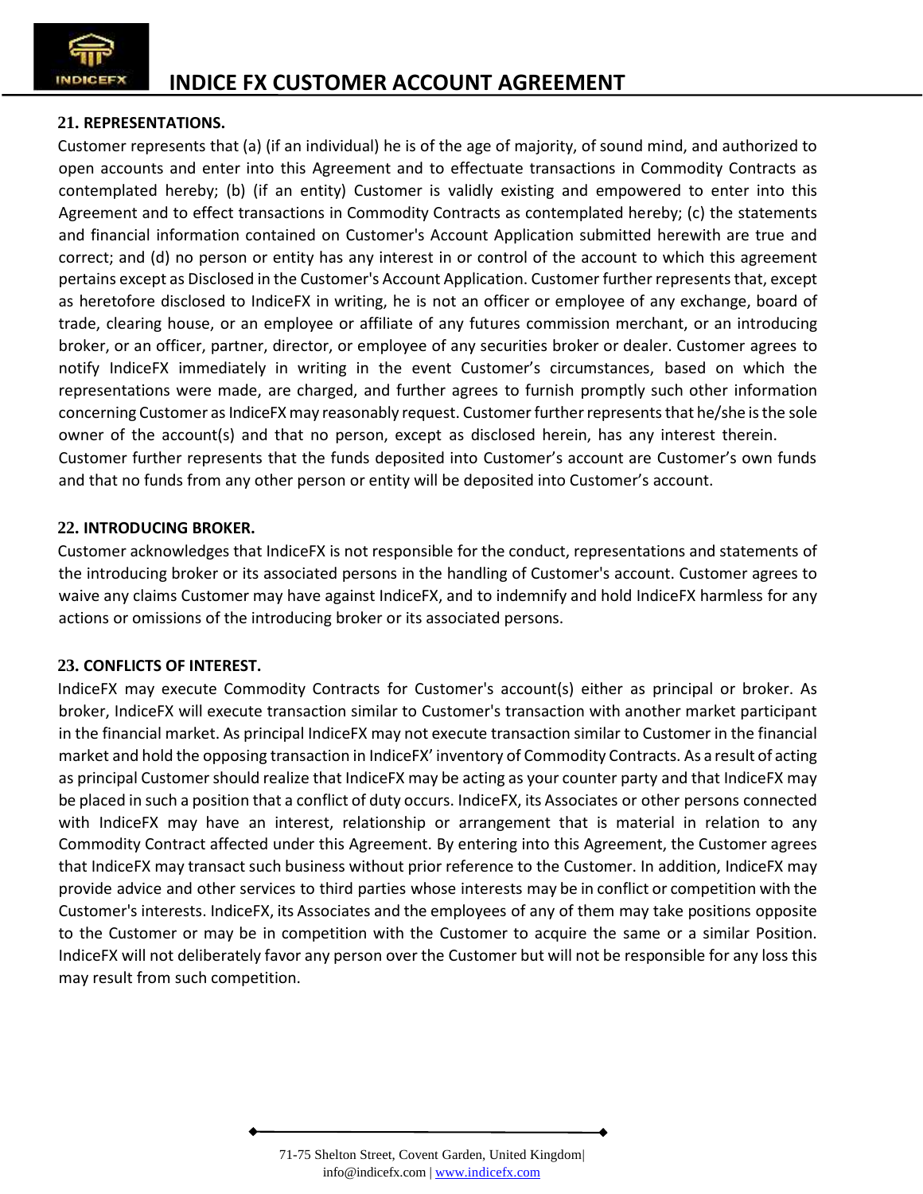## 21. REPRESENTATIONS.

Customer represents that (a) (if an individual) he is of the age of majority, of sound mind, and authorized to open accounts and enter into this Agreement and to effectuate transactions in Commodity Contracts as contemplated hereby; (b) (if an entity) Customer is validly existing and empowered to enter into this Agreement and to effect transactions in Commodity Contracts as contemplated hereby; (c) the statements and financial information contained on Customer's Account Application submitted herewith are true and correct; and (d) no person or entity has any interest in or control of the account to which this agreement pertains except as Disclosed in the Customer's Account Application. Customer further represents that, except as heretofore disclosed to IndiceFX in writing, he is not an officer or employee of any exchange, board of trade, clearing house, or an employee or affiliate of any futures commission merchant, or an introducing broker, or an officer, partner, director, or employee of any securities broker or dealer. Customer agrees to notify IndiceFX immediately in writing in the event Customer's circumstances, based on which the representations were made, are charged, and further agrees to furnish promptly such other information concerning Customer as IndiceFX may reasonably request. Customer further represents that he/she is the sole owner of the account(s) and that no person, except as disclosed herein, has any interest therein. Customer further represents that the funds deposited into Customer's account are Customer's own funds and that no funds from any other person or entity will be deposited into Customer's account.

## 22. INTRODUCING BROKER.

Customer acknowledges that IndiceFX is not responsible for the conduct, representations and statements of the introducing broker or its associated persons in the handling of Customer's account. Customer agrees to waive any claims Customer may have against IndiceFX, and to indemnify and hold IndiceFX harmless for any actions or omissions of the introducing broker or its associated persons.

## 23. CONFLICTS OF INTEREST.

IndiceFX may execute Commodity Contracts for Customer's account(s) either as principal or broker. As broker, IndiceFX will execute transaction similar to Customer's transaction with another market participant in the financial market. As principal IndiceFX may not execute transaction similar to Customer in the financial market and hold the opposing transaction in IndiceFX' inventory of Commodity Contracts. As a result of acting as principal Customer should realize that IndiceFX may be acting as your counter party and that IndiceFX may be placed in such a position that a conflict of duty occurs. IndiceFX, its Associates or other persons connected with IndiceFX may have an interest, relationship or arrangement that is material in relation to any Commodity Contract affected under this Agreement. By entering into this Agreement, the Customer agrees that IndiceFX may transact such business without prior reference to the Customer. In addition, IndiceFX may provide advice and other services to third parties whose interests may be in conflict or competition with the Customer's interests. IndiceFX, its Associates and the employees of any of them may take positions opposite to the Customer or may be in competition with the Customer to acquire the same or a similar Position. IndiceFX will not deliberately favor any person over the Customer but will not be responsible for any loss this may result from such competition.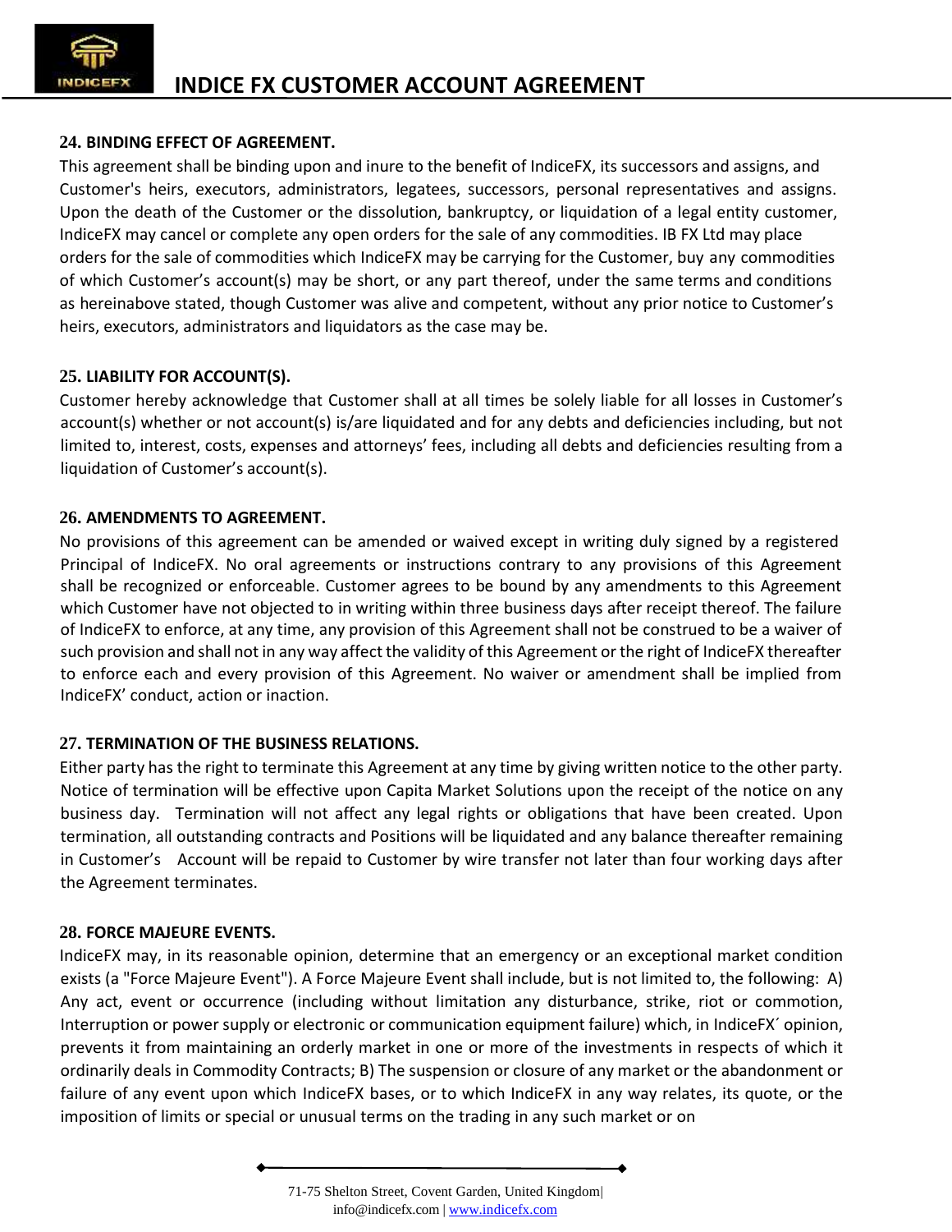**24. BINDING EFFECT OF AGREEMENT.**

This agreement shall be binding upon and inure to the benefit of IndiceFX, its successors and assigns, and Customer's heirs, executors, administrators, legatees, successors, personal representatives and assigns. Upon the death of the Customer or the dissolution, bankruptcy, or liquidation of a legal entity customer, IndiceFX may cancel or complete any open orders for the sale of any commodities. IB FX Ltd may place orders for the sale of commodities which IndiceFX may be carrying for the Customer, buy any commodities of which Customer's account(s) may be short, or any part thereof, under the same terms and conditions as hereinabove stated, though Customer was alive and competent, without any prior notice to Customer's heirs, executors, administrators and liquidators as the case may be.

**25. LIABILITY FOR ACCOUNT(S).**

Customer hereby acknowledge that Customer shall at all times be solely liable for all losses in Customer's account(s) whether or not account(s) is/are liquidated and for any debts and deficiencies including, but not limited to, interest, costs, expenses and attorneys' fees, including all debts and deficiencies resulting from a liquidation of Customer's account(s).

**26. AMENDMENTS TO AGREEMENT.**

No provisions of this agreement can be amended or waived except in writing duly signed by a registered Principal of IndiceFX. No oral agreements or instructions contrary to any provisions of this Agreement shall be recognized or enforceable. Customer agrees to be bound by any amendments to this Agreement which Customer have not objected to in writing within three business days after receipt thereof. The failure of IndiceFX to enforce, at any time, any provision of this Agreement shall not be construed to be a waiver of such provision and shall not in any way affect the validity of this Agreement or the right of IndiceFX thereafter to enforce each and every provision of this Agreement. No waiver or amendment shall be implied from IndiceFX' conduct, action or inaction.

**27. TERMINATION OF THE BUSINESS RELATIONS.**

Either party has the right to terminate this Agreement at any time by giving written notice to the other party. Notice of termination will be effective upon Capita Market Solutions upon the receipt of the notice on any business day. Termination will not affect any legal rights or obligations that have been created. Upon termination, all outstanding contracts and Positions will be liquidated and any balance thereafter remaining in Customer's Account will be repaid to Customer by wire transfer not later than four working days after the Agreement terminates.

**28. FORCE MAJEURE EVENTS.**

IndiceFX may, in its reasonable opinion, determine that an emergency or an exceptional market condition exists (a "Force Majeure Event"). A Force Majeure Event shall include, but is not limited to, the following: A) Any act, event or occurrence (including without limitation any disturbance, strike, riot or commotion, Interruption or power supply or electronic or communication equipment failure) which, in IndiceFX´ opinion, prevents it from maintaining an orderly market in one or more of the investments in respects of which it ordinarily deals in Commodity Contracts; B) The suspension or closure of any market or the abandonment or failure of any event upon which IndiceFX bases, or to which IndiceFX in any way relates, its quote, or the imposition of limits or special or unusual terms on the trading in any such market or on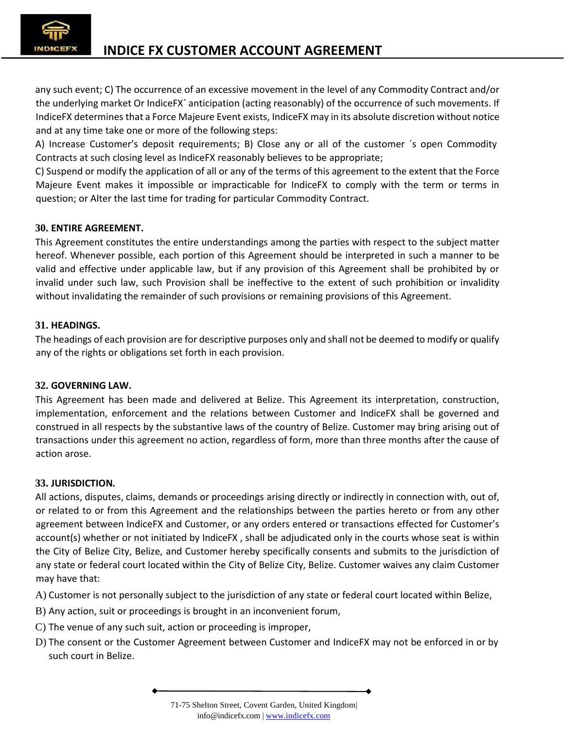any such event; C) The occurrence of an excessive movement in the level of any Commodity Contract and/or the underlying market Or IndiceFX´ anticipation (acting reasonably) of the occurrence of such movements. If IndiceFX determines that a Force Majeure Event exists, IndiceFX may in its absolute discretion without notice and at any time take one or more of the following steps:

A) Increase Customer's deposit requirements; B) Close any or all of the customer ´s open Commodity Contracts at such closing level as IndiceFX reasonably believes to be appropriate;

C) Suspend or modify the application of all or any of the terms of this agreement to the extent that the Force Majeure Event makes it impossible or impracticable for IndiceFX to comply with the term or terms in question; or Alter the last time for trading for particular Commodity Contract.

**30. ENTIRE AGREEMENT.**

This Agreement constitutes the entire understandings among the parties with respect to the subject matter hereof. Whenever possible, each portion of this Agreement should be interpreted in such a manner to be valid and effective under applicable law, but if any provision of this Agreement shall be prohibited by or invalid under such law, such Provision shall be ineffective to the extent of such prohibition or invalidity without invalidating the remainder of such provisions or remaining provisions of this Agreement.

**31. HEADINGS.**

The headings of each provision are for descriptive purposes only and shall not be deemed to modify or qualify any of the rights or obligations set forth in each provision.

**32. GOVERNING LAW.**

This Agreement has been made and delivered at Belize. This Agreement its interpretation, construction, implementation, enforcement and the relations between Customer and IndiceFX shall be governed and construed in all respects by the substantive laws of the country of Belize. Customer may bring arising out of transactions under this agreement no action, regardless of form, more than three months after the cause of action arose.

**33. JURISDICTION.**

All actions, disputes, claims, demands or proceedings arising directly or indirectly in connection with, out of, or related to or from this Agreement and the relationships between the parties hereto or from any other agreement between IndiceFX and Customer, or any orders entered or transactions effected for Customer's account(s) whether or not initiated by IndiceFX , shall be adjudicated only in the courts whose seat is within the City of Belize City, Belize, and Customer hereby specifically consents and submits to the jurisdiction of any state or federal court located within the City of Belize City, Belize. Customer waives any claim Customer may have that:

A) Customer is not personally subject to the jurisdiction of any state or federal court located within Belize,

B) Any action, suit or proceedings is brought in an inconvenient forum,

C) The venue of any such suit, action or proceeding is improper,

D) The consent or the Customer Agreement between Customer and IndiceFX may not be enforced in or by such court in Belize.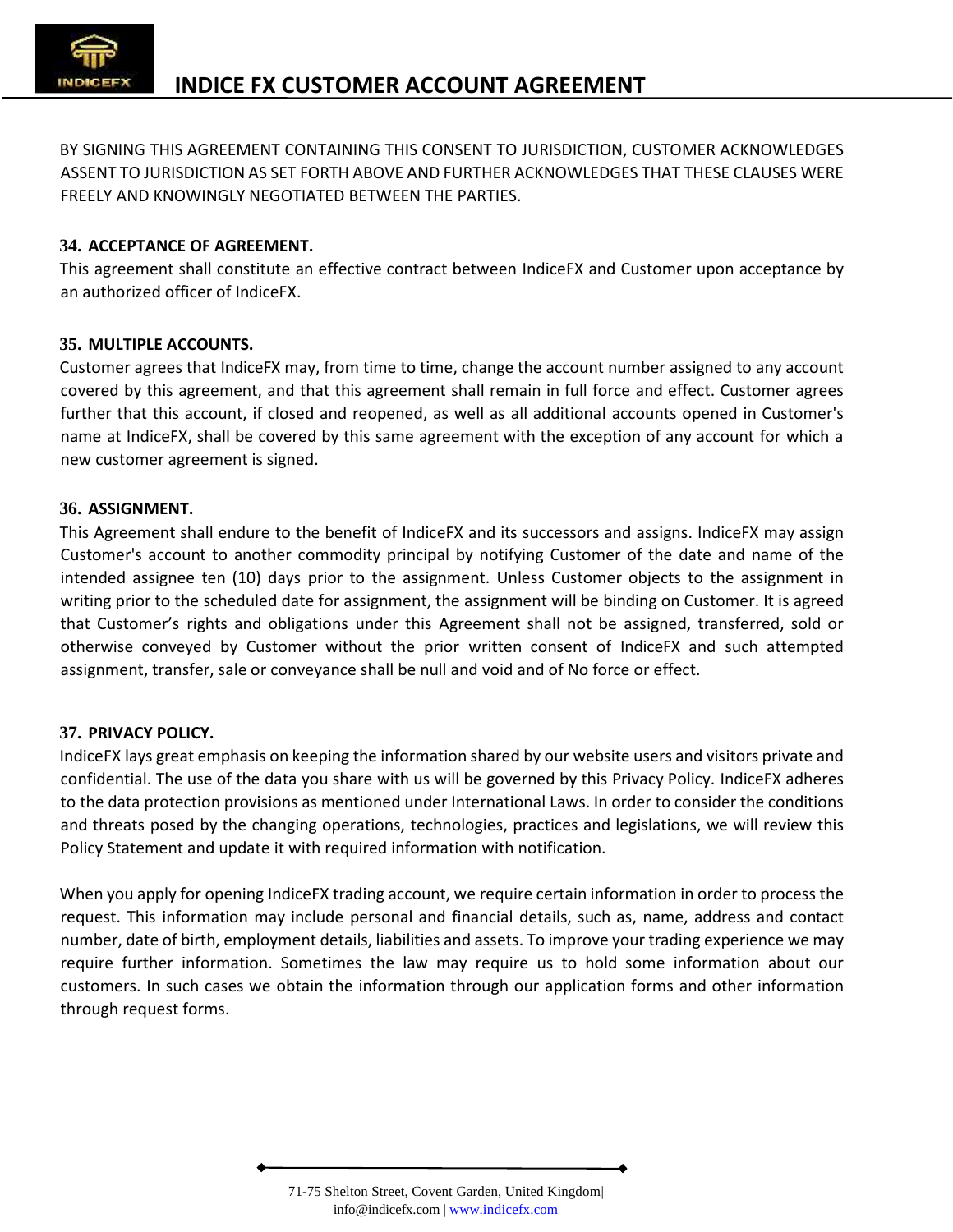BY SIGNING THIS AGREEMENT CONTAINING THIS CONSENT TO JURISDICTION, CUSTOMER ACKNOWLEDGES ASSENT TO JURISDICTION AS SET FORTH ABOVE AND FURTHER ACKNOWLEDGES THAT THESE CLAUSES WERE FREELY AND KNOWINGLY NEGOTIATED BETWEEN THE PARTIES.

**34. ACCEPTANCE OF AGREEMENT.**

This agreement shall constitute an effective contract between IndiceFX and Customer upon acceptance by an authorized officer of IndiceFX.

**35. MULTIPLE ACCOUNTS.**

Customer agrees that IndiceFX may, from time to time, change the account number assigned to any account covered by this agreement, and that this agreement shall remain in full force and effect. Customer agrees further that this account, if closed and reopened, as well as all additional accounts opened in Customer's name at IndiceFX, shall be covered by this same agreement with the exception of any account for which a new customer agreement is signed.

**36. ASSIGNMENT.**

This Agreement shall endure to the benefit of IndiceFX and its successors and assigns. IndiceFX may assign Customer's account to another commodity principal by notifying Customer of the date and name of the intended assignee ten (10) days prior to the assignment. Unless Customer objects to the assignment in writing prior to the scheduled date for assignment, the assignment will be binding on Customer. It is agreed that Customer's rights and obligations under this Agreement shall not be assigned, transferred, sold or otherwise conveyed by Customer without the prior written consent of IndiceFX and such attempted assignment, transfer, sale or conveyance shall be null and void and of No force or effect.

**37. PRIVACY POLICY.**

IndiceFX lays great emphasis on keeping the information shared by our website users and visitors private and confidential. The use of the data you share with us will be governed by this Privacy Policy. IndiceFX adheres to the data protection provisions as mentioned under International Laws. In order to consider the conditions and threats posed by the changing operations, technologies, practices and legislations, we will review this Policy Statement and update it with required information with notification.

When you apply for opening IndiceFX trading account, we require certain information in order to process the request. This information may include personal and financial details, such as, name, address and contact number, date of birth, employment details, liabilities and assets. To improve your trading experience we may require further information. Sometimes the law may require us to hold some information about our customers. In such cases we obtain the information through our application forms and other information through request forms.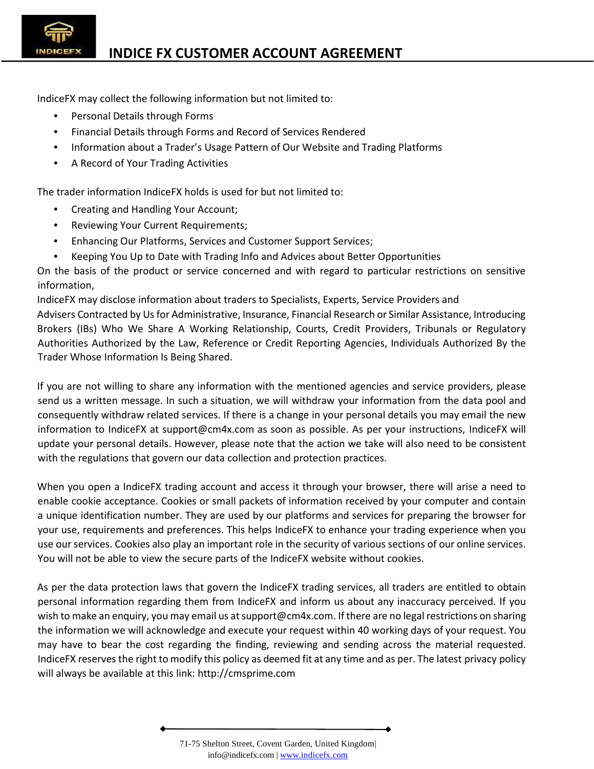IndiceFX may collect the following information but not limited to:

- Personal Details through Forms
- Financial Details through Forms and Record of Services Rendered
- Information about a Trader's Usage Pattern of Our Website and Trading Platforms
- A Record of Your Trading Activities

The trader information IndiceFX holds is used for but not limited to:

- Creating and Handling Your Account;
- Reviewing Your Current Requirements;
- Enhancing Our Platforms, Services and Customer Support Services;
- Keeping You Up to Date with Trading Info and Advices about Better Opportunities

On the basis of the product or service concerned and with regard to particular restrictions on sensitive information,

IndiceFX may disclose information about traders to Specialists, Experts, Service Providers and Advisers Contracted by Us for Administrative, Insurance, Financial Research or Similar Assistance, Introducing Brokers (IBs) Who We Share A Working Relationship, Courts, Credit Providers, Tribunals or Regulatory Authorities Authorized by the Law, Reference or Credit Reporting Agencies, Individuals Authorized By the Trader Whose Information Is Being Shared.

If you are not willing to share any information with the mentioned agencies and service providers, please send us a written message. In such a situation, we will withdraw your information from the data pool and consequently withdraw related services. If there is a change in your personal details you may email the new information to IndiceFX at support@cm4x.com as soon as possible. As per your instructions, IndiceFX will update your personal details. However, please note that the action we take will also need to be consistent with the regulations that govern our data collection and protection practices.

When you open a IndiceFX trading account and access it through your browser, there will arise a need to enable cookie acceptance. Cookies or small packets of information received by your computer and contain a unique identification number. They are used by our platforms and services for preparing the browser for your use, requirements and preferences. This helps IndiceFX to enhance your trading experience when you use our services. Cookies also play an important role in the security of various sections of our online services. You will not be able to view the secure parts of the IndiceFX website without cookies.

As per the data protection laws that govern the IndiceFX trading services, all traders are entitled to obtain personal information regarding them from IndiceFX and inform us about any inaccuracy perceived. If you wish to make an enquiry, you may email us at support@cm4x.com. If there are no legal restrictions on sharing the information we will acknowledge and execute your request within 40 working days of your request. You may have to bear the cost regarding the finding, reviewing and sending across the material requested. IndiceFX reserves the right to modify this policy as deemed fit at any time and as per. The latest privacy policy will always be available at this link: http://cmsprime.com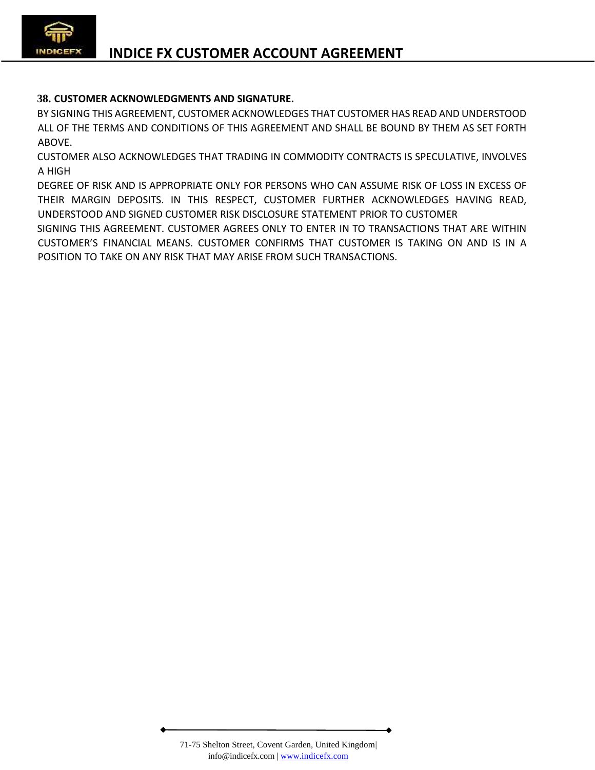### 38. CUSTOMER ACKNOWLEDGMENTS AND SIGNATURE.

BY SIGNING THIS AGREEMENT, CUSTOMER ACKNOWLEDGES THAT CUSTOMER HAS READ AND UNDERSTOOD ALL OF THE TERMS AND CONDITIONS OF THIS AGREEMENT AND SHALL BE BOUND BY THEM AS SET FORTH ABOVE.

CUSTOMER ALSO ACKNOWLEDGES THAT TRADING IN COMMODITY CONTRACTS IS SPECULATIVE, INVOLVES A HIGH DEGREE OF RISK AND IS APPROPRIATE ONLY FOR PERSONS WHO CAN ASSUME RISK OF LOSS IN EXCESS OF THEIR MARGIN DEPOSITS. IN THIS RESPECT, CUSTOMER FURTHER ACKNOWLEDGES HAVING READ, UNDERSTOOD AND SIGNED CUSTOMER RISK DISCLOSURE STATEMENT PRIOR TO CUSTOMER SIGNING THIS AGREEMENT. CUSTOMER AGREES ONLY TO ENTER IN TO TRANSACTIONS THAT ARE WITHIN CUSTOMER'S FINANCIAL MEANS. CUSTOMER CONFIRMS THAT CUSTOMER IS TAKING ON AND IS IN A POSITION TO TAKE ON ANY RISK THAT MAY ARISE FROM SUCH TRANSACTIONS.